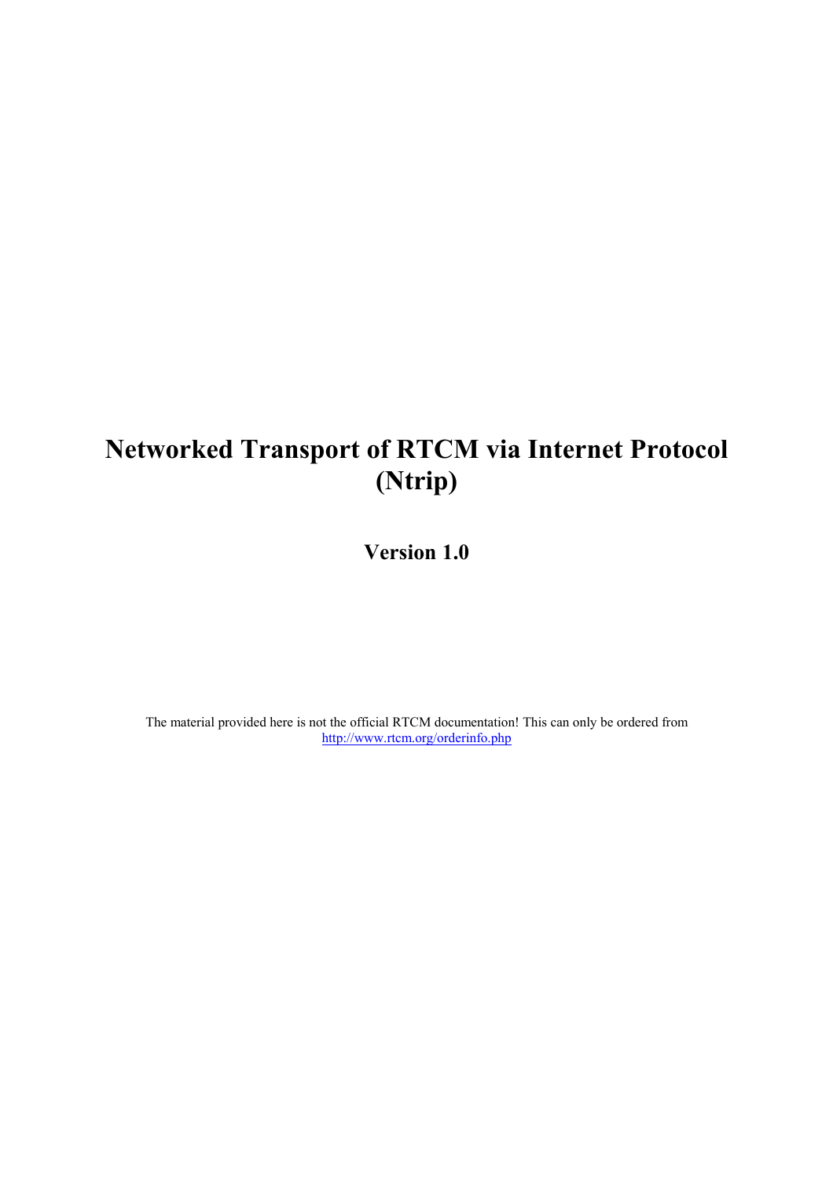# Networked Transport of RTCM via Internet Protocol (Ntrip)

## Version 1.0

The material provided here is not the official RTCM documentation! This can only be ordered from http://www.rtcm.org/orderinfo.php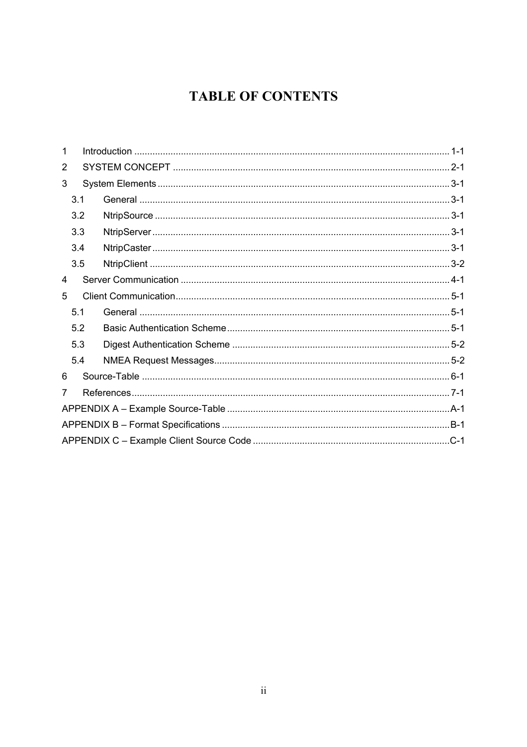# TABLE OF CONTENTS

1 Introduction ........................................................................................................................ 1-1
2 SYSTEM CONCEPT ......................................................................................................... 2-1
3 System Elements ............................................................................................................... 3-1
   3.1 General ...................................................................................................................... 3-1
   3.2 NtripSource ................................................................................................................ 3-1
   3.3 NtripServer ................................................................................................................. 3-1
   3.4 NtripCaster ................................................................................................................. 3-1
   3.5 NtripClient .................................................................................................................. 3-2
4 Server Communication ...................................................................................................... 4-1
5 Client Communication........................................................................................................ 5-1
   5.1 General ...................................................................................................................... 5-1
   5.2 Basic Authentication Scheme .................................................................................... 5-1
   5.3 Digest Authentication Scheme ................................................................................... 5-2
   5.4 NMEA Request Messages.......................................................................................... 5-2
6 Source-Table ..................................................................................................................... 6-1
7 References......................................................................................................................... 7-1
APPENDIX A – Example Source-Table .................................................................................... A-1
APPENDIX B – Format Specifications ...................................................................................... B-1
APPENDIX C – Example Client Source Code .......................................................................... C-1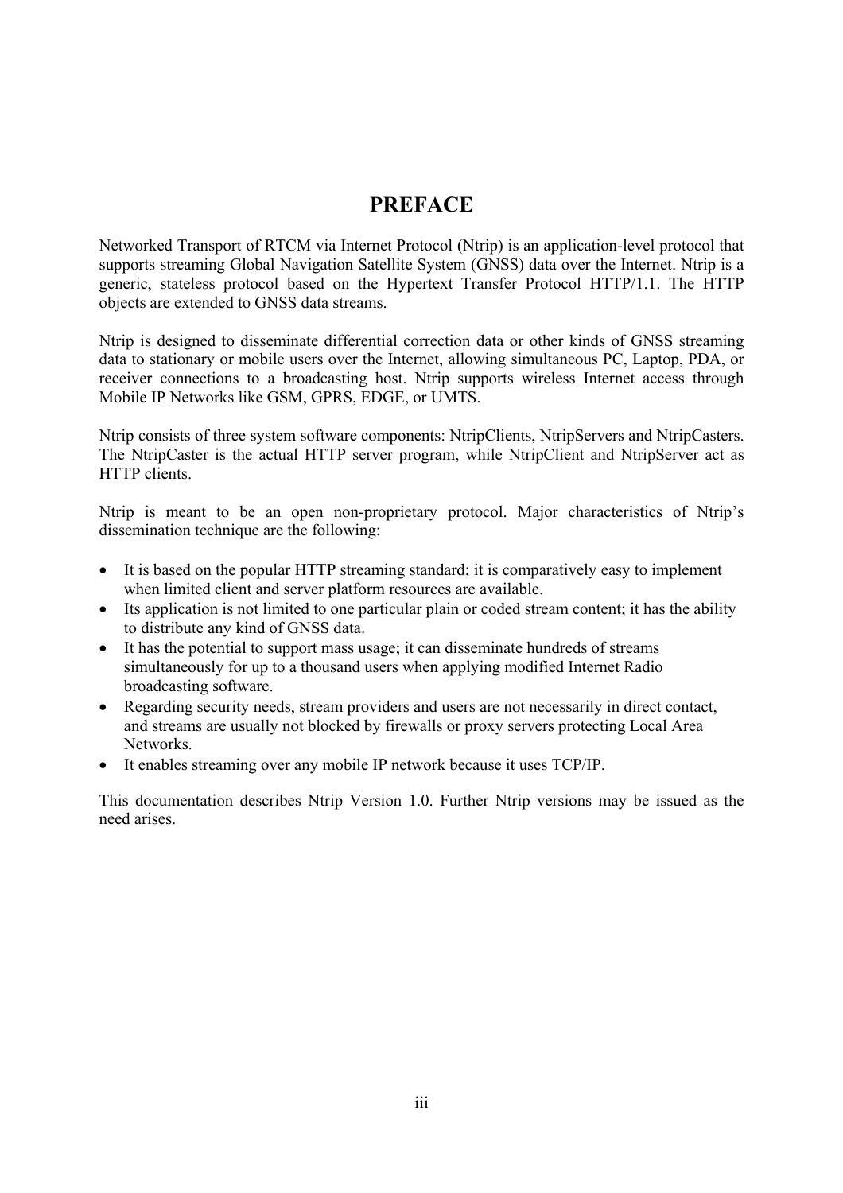# PREFACE

Networked Transport of RTCM via Internet Protocol (Ntrip) is an application-level protocol that supports streaming Global Navigation Satellite System (GNSS) data over the Internet. Ntrip is a generic, stateless protocol based on the Hypertext Transfer Protocol HTTP/1.1. The HTTP objects are extended to GNSS data streams.

Ntrip is designed to disseminate differential correction data or other kinds of GNSS streaming data to stationary or mobile users over the Internet, allowing simultaneous PC, Laptop, PDA, or receiver connections to a broadcasting host. Ntrip supports wireless Internet access through Mobile IP Networks like GSM, GPRS, EDGE, or UMTS.

Ntrip consists of three system software components: NtripClients, NtripServers and NtripCasters. The NtripCaster is the actual HTTP server program, while NtripClient and NtripServer act as HTTP clients.

Ntrip is meant to be an open non-proprietary protocol. Major characteristics of Ntrip's dissemination technique are the following:

- It is based on the popular HTTP streaming standard; it is comparatively easy to implement when limited client and server platform resources are available.
- Its application is not limited to one particular plain or coded stream content; it has the ability to distribute any kind of GNSS data.
- It has the potential to support mass usage; it can disseminate hundreds of streams simultaneously for up to a thousand users when applying modified Internet Radio broadcasting software.
- Regarding security needs, stream providers and users are not necessarily in direct contact, and streams are usually not blocked by firewalls or proxy servers protecting Local Area Networks.
- It enables streaming over any mobile IP network because it uses TCP/IP.

This documentation describes Ntrip Version 1.0. Further Ntrip versions may be issued as the need arises.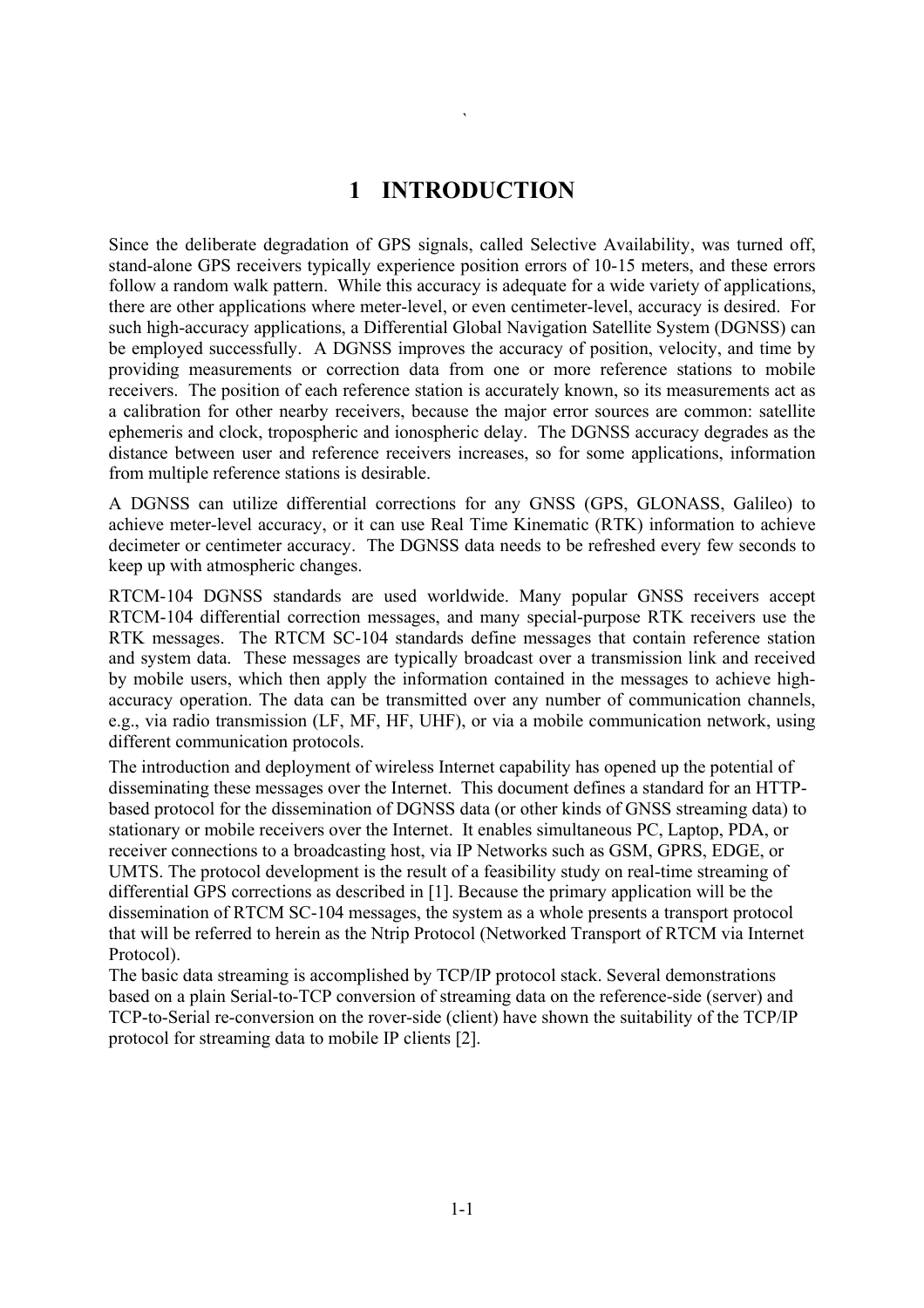# 1 INTRODUCTION

Since the deliberate degradation of GPS signals, called Selective Availability, was turned off, stand-alone GPS receivers typically experience position errors of 10-15 meters, and these errors follow a random walk pattern. While this accuracy is adequate for a wide variety of applications, there are other applications where meter-level, or even centimeter-level, accuracy is desired. For such high-accuracy applications, a Differential Global Navigation Satellite System (DGNSS) can be employed successfully. A DGNSS improves the accuracy of position, velocity, and time by providing measurements or correction data from one or more reference stations to mobile receivers. The position of each reference station is accurately known, so its measurements act as a calibration for other nearby receivers, because the major error sources are common: satellite ephemeris and clock, tropospheric and ionospheric delay. The DGNSS accuracy degrades as the distance between user and reference receivers increases, so for some applications, information from multiple reference stations is desirable.

A DGNSS can utilize differential corrections for any GNSS (GPS, GLONASS, Galileo) to achieve meter-level accuracy, or it can use Real Time Kinematic (RTK) information to achieve decimeter or centimeter accuracy. The DGNSS data needs to be refreshed every few seconds to keep up with atmospheric changes.

RTCM-104 DGNSS standards are used worldwide. Many popular GNSS receivers accept RTCM-104 differential correction messages, and many special-purpose RTK receivers use the RTK messages. The RTCM SC-104 standards define messages that contain reference station and system data. These messages are typically broadcast over a transmission link and received by mobile users, which then apply the information contained in the messages to achieve high-accuracy operation. The data can be transmitted over any number of communication channels, e.g., via radio transmission (LF, MF, HF, UHF), or via a mobile communication network, using different communication protocols.

The introduction and deployment of wireless Internet capability has opened up the potential of disseminating these messages over the Internet. This document defines a standard for an HTTP-based protocol for the dissemination of DGNSS data (or other kinds of GNSS streaming data) to stationary or mobile receivers over the Internet. It enables simultaneous PC, Laptop, PDA, or receiver connections to a broadcasting host, via IP Networks such as GSM, GPRS, EDGE, or UMTS. The protocol development is the result of a feasibility study on real-time streaming of differential GPS corrections as described in [1]. Because the primary application will be the dissemination of RTCM SC-104 messages, the system as a whole presents a transport protocol that will be referred to herein as the Ntrip Protocol (Networked Transport of RTCM via Internet Protocol).

The basic data streaming is accomplished by TCP/IP protocol stack. Several demonstrations based on a plain Serial-to-TCP conversion of streaming data on the reference-side (server) and TCP-to-Serial re-conversion on the rover-side (client) have shown the suitability of the TCP/IP protocol for streaming data to mobile IP clients [2].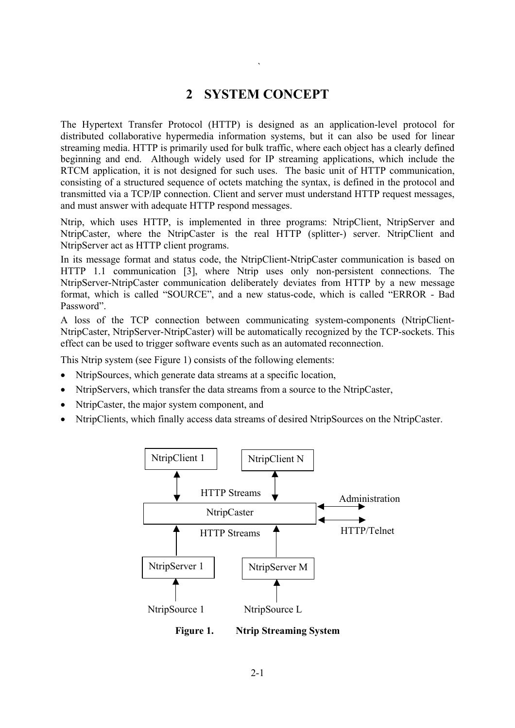# 2 SYSTEM CONCEPT

The Hypertext Transfer Protocol (HTTP) is designed as an application-level protocol for distributed collaborative hypermedia information systems, but it can also be used for linear streaming media. HTTP is primarily used for bulk traffic, where each object has a clearly defined beginning and end. Although widely used for IP streaming applications, which include the RTCM application, it is not designed for such uses. The basic unit of HTTP communication, consisting of a structured sequence of octets matching the syntax, is defined in the protocol and transmitted via a TCP/IP connection. Client and server must understand HTTP request messages, and must answer with adequate HTTP respond messages.

Ntrip, which uses HTTP, is implemented in three programs: NtripClient, NtripServer and NtripCaster, where the NtripCaster is the real HTTP (splitter-) server. NtripClient and NtripServer act as HTTP client programs.

In its message format and status code, the NtripClient-NtripCaster communication is based on HTTP 1.1 communication [3], where Ntrip uses only non-persistent connections. The NtripServer-NtripCaster communication deliberately deviates from HTTP by a new message format, which is called "SOURCE", and a new status-code, which is called "ERROR - Bad Password".

A loss of the TCP connection between communicating system-components (NtripClient-NtripCaster, NtripServer-NtripCaster) will be automatically recognized by the TCP-sockets. This effect can be used to trigger software events such as an automated reconnection.

This Ntrip system (see Figure 1) consists of the following elements:

- NtripSources, which generate data streams at a specific location,
- NtripServers, which transfer the data streams from a source to the NtripCaster,
- NtripCaster, the major system component, and
- NtripClients, which finally access data streams of desired NtripSources on the NtripCaster.

NtripClient 1
NtripClient N
HTTP Streams
Administration
NtripCaster
HTTP Streams
HTTP/Telnet
NtripServer 1
NtripServer M
NtripSource 1
NtripSource L

**Figure 1. Ntrip Streaming System**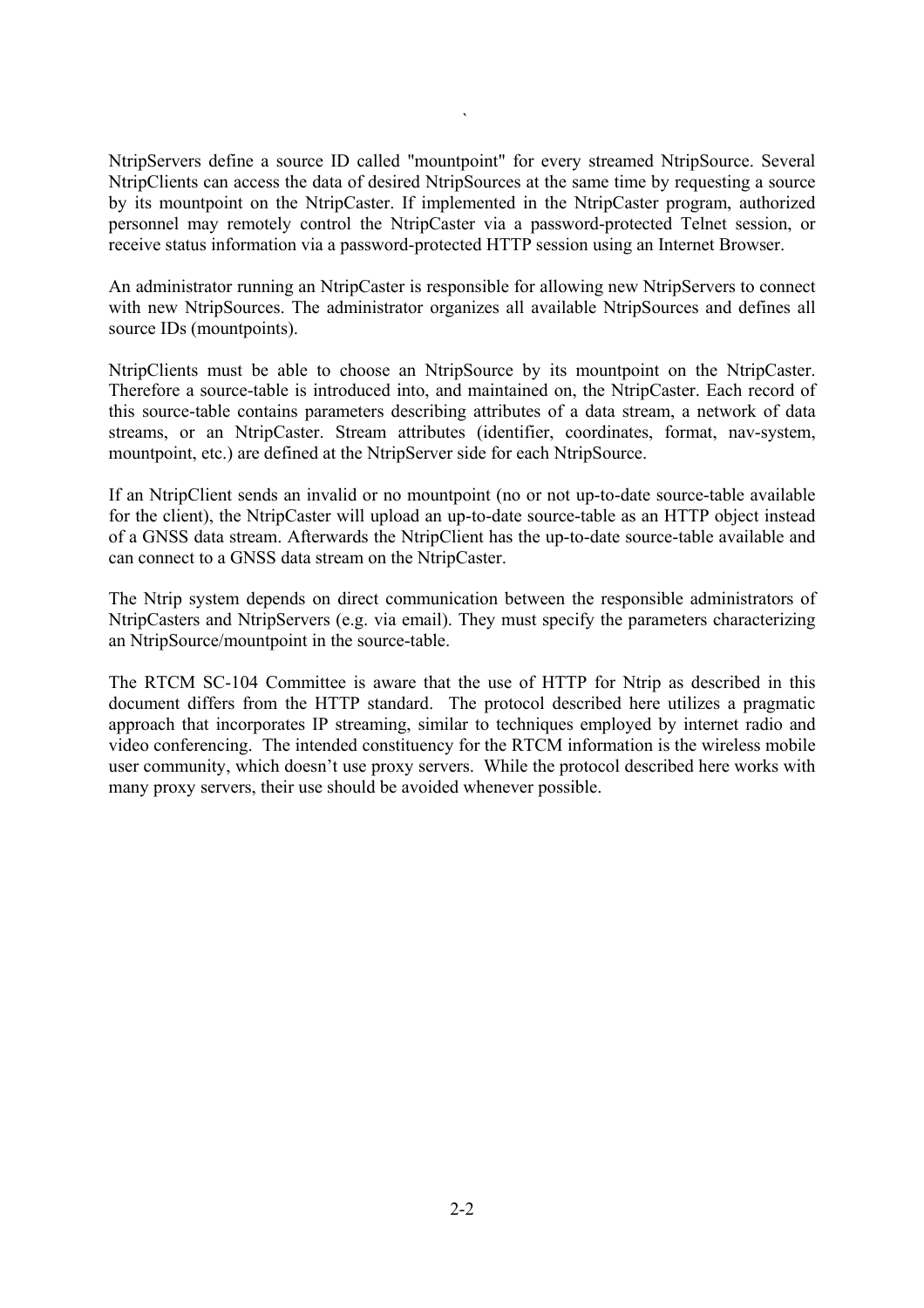NtripServers define a source ID called "mountpoint" for every streamed NtripSource. Several NtripClients can access the data of desired NtripSources at the same time by requesting a source by its mountpoint on the NtripCaster. If implemented in the NtripCaster program, authorized personnel may remotely control the NtripCaster via a password-protected Telnet session, or receive status information via a password-protected HTTP session using an Internet Browser.

An administrator running an NtripCaster is responsible for allowing new NtripServers to connect with new NtripSources. The administrator organizes all available NtripSources and defines all source IDs (mountpoints).

NtripClients must be able to choose an NtripSource by its mountpoint on the NtripCaster. Therefore a source-table is introduced into, and maintained on, the NtripCaster. Each record of this source-table contains parameters describing attributes of a data stream, a network of data streams, or an NtripCaster. Stream attributes (identifier, coordinates, format, nav-system, mountpoint, etc.) are defined at the NtripServer side for each NtripSource.

If an NtripClient sends an invalid or no mountpoint (no or not up-to-date source-table available for the client), the NtripCaster will upload an up-to-date source-table as an HTTP object instead of a GNSS data stream. Afterwards the NtripClient has the up-to-date source-table available and can connect to a GNSS data stream on the NtripCaster.

The Ntrip system depends on direct communication between the responsible administrators of NtripCasters and NtripServers (e.g. via email). They must specify the parameters characterizing an NtripSource/mountpoint in the source-table.

The RTCM SC-104 Committee is aware that the use of HTTP for Ntrip as described in this document differs from the HTTP standard. The protocol described here utilizes a pragmatic approach that incorporates IP streaming, similar to techniques employed by internet radio and video conferencing. The intended constituency for the RTCM information is the wireless mobile user community, which doesn't use proxy servers. While the protocol described here works with many proxy servers, their use should be avoided whenever possible.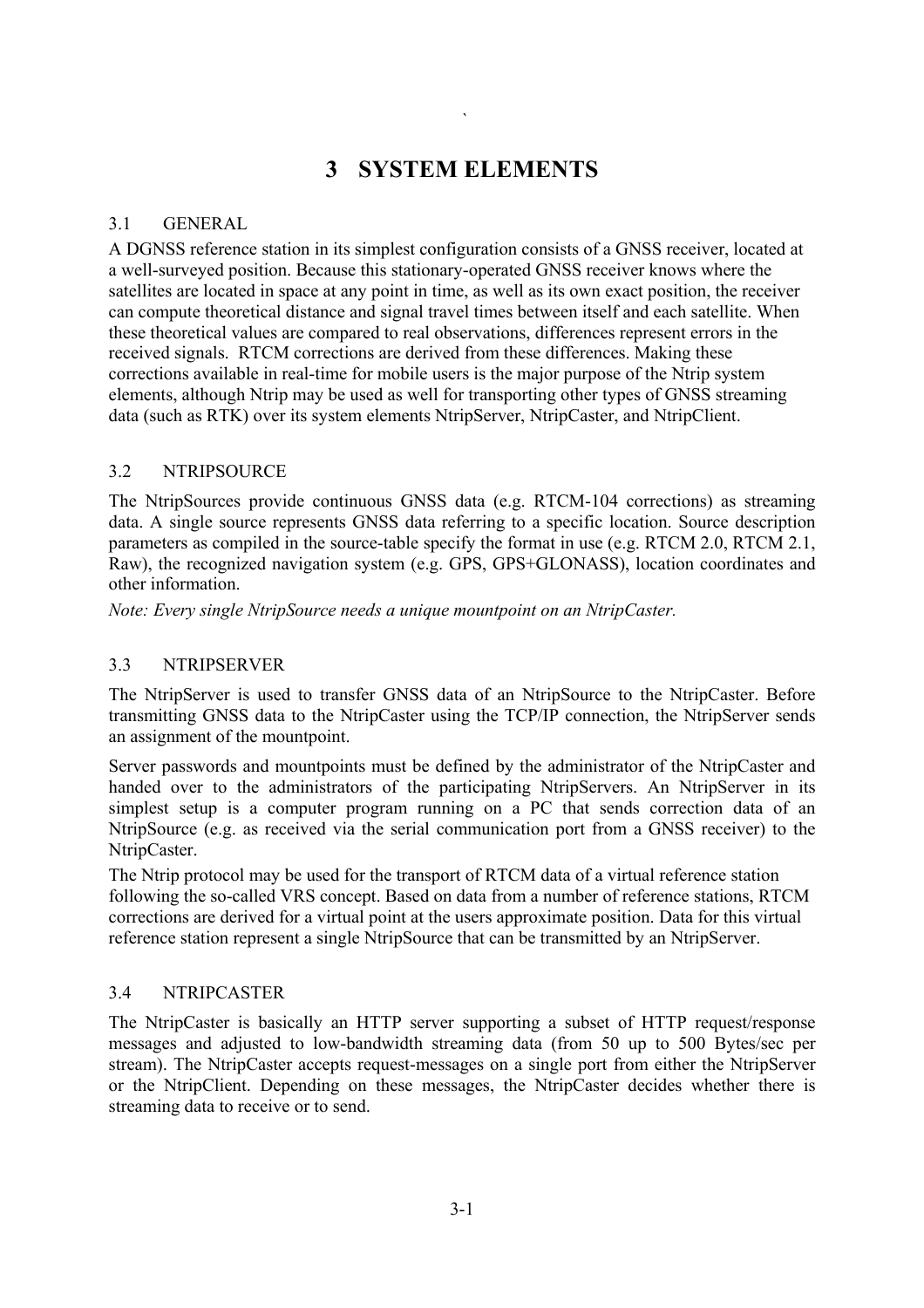# 3 SYSTEM ELEMENTS

## 3.1 GENERAL

A DGNSS reference station in its simplest configuration consists of a GNSS receiver, located at a well-surveyed position. Because this stationary-operated GNSS receiver knows where the satellites are located in space at any point in time, as well as its own exact position, the receiver can compute theoretical distance and signal travel times between itself and each satellite. When these theoretical values are compared to real observations, differences represent errors in the received signals. RTCM corrections are derived from these differences. Making these corrections available in real-time for mobile users is the major purpose of the Ntrip system elements, although Ntrip may be used as well for transporting other types of GNSS streaming data (such as RTK) over its system elements NtripServer, NtripCaster, and NtripClient.

## 3.2 NTRIPSOURCE

The NtripSources provide continuous GNSS data (e.g. RTCM-104 corrections) as streaming data. A single source represents GNSS data referring to a specific location. Source description parameters as compiled in the source-table specify the format in use (e.g. RTCM 2.0, RTCM 2.1, Raw), the recognized navigation system (e.g. GPS, GPS+GLONASS), location coordinates and other information.

*Note: Every single NtripSource needs a unique mountpoint on an NtripCaster.*

## 3.3 NTRIPSERVER

The NtripServer is used to transfer GNSS data of an NtripSource to the NtripCaster. Before transmitting GNSS data to the NtripCaster using the TCP/IP connection, the NtripServer sends an assignment of the mountpoint.

Server passwords and mountpoints must be defined by the administrator of the NtripCaster and handed over to the administrators of the participating NtripServers. An NtripServer in its simplest setup is a computer program running on a PC that sends correction data of an NtripSource (e.g. as received via the serial communication port from a GNSS receiver) to the NtripCaster.

The Ntrip protocol may be used for the transport of RTCM data of a virtual reference station following the so-called VRS concept. Based on data from a number of reference stations, RTCM corrections are derived for a virtual point at the users approximate position. Data for this virtual reference station represent a single NtripSource that can be transmitted by an NtripServer.

## 3.4 NTRIPCASTER

The NtripCaster is basically an HTTP server supporting a subset of HTTP request/response messages and adjusted to low-bandwidth streaming data (from 50 up to 500 Bytes/sec per stream). The NtripCaster accepts request-messages on a single port from either the NtripServer or the NtripClient. Depending on these messages, the NtripCaster decides whether there is streaming data to receive or to send.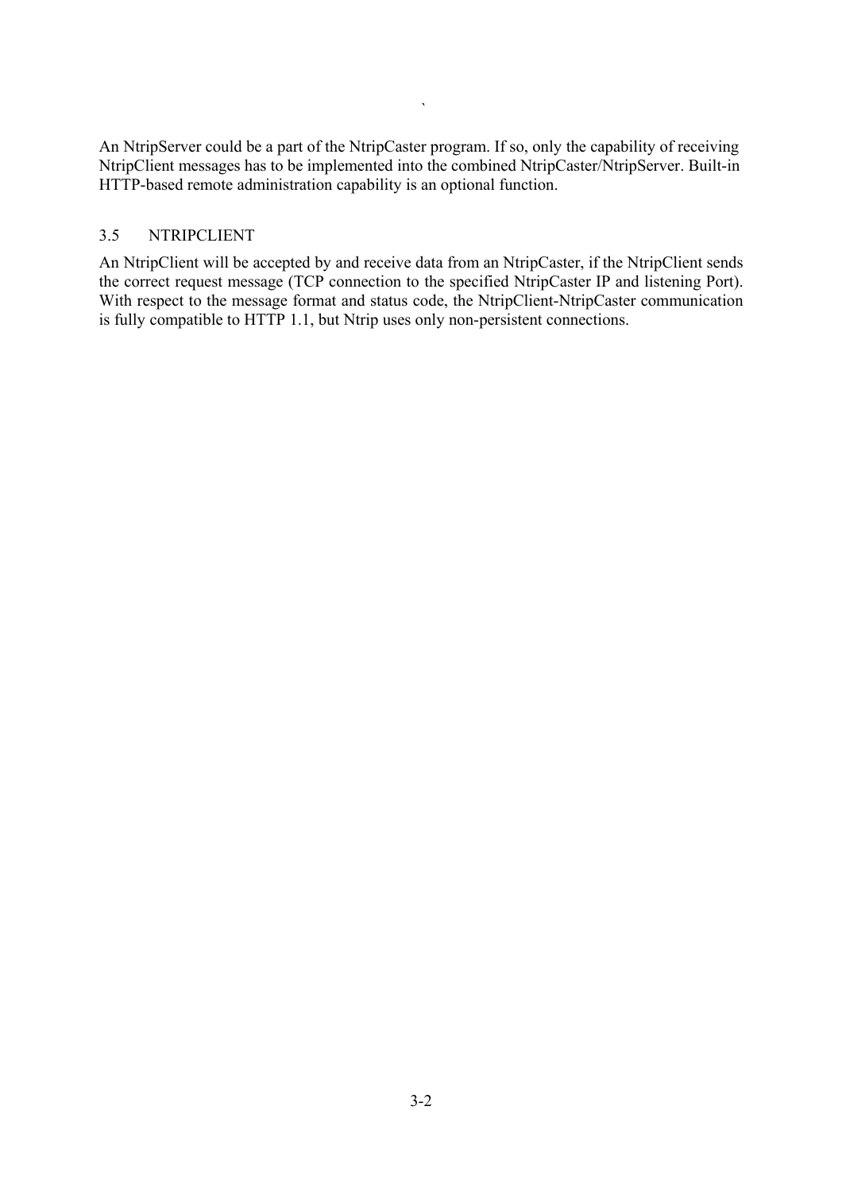An NtripServer could be a part of the NtripCaster program. If so, only the capability of receiving NtripClient messages has to be implemented into the combined NtripCaster/NtripServer. Built-in HTTP-based remote administration capability is an optional function.

## 3.5 NTRIPCLIENT

An NtripClient will be accepted by and receive data from an NtripCaster, if the NtripClient sends the correct request message (TCP connection to the specified NtripCaster IP and listening Port). With respect to the message format and status code, the NtripClient-NtripCaster communication is fully compatible to HTTP 1.1, but Ntrip uses only non-persistent connections.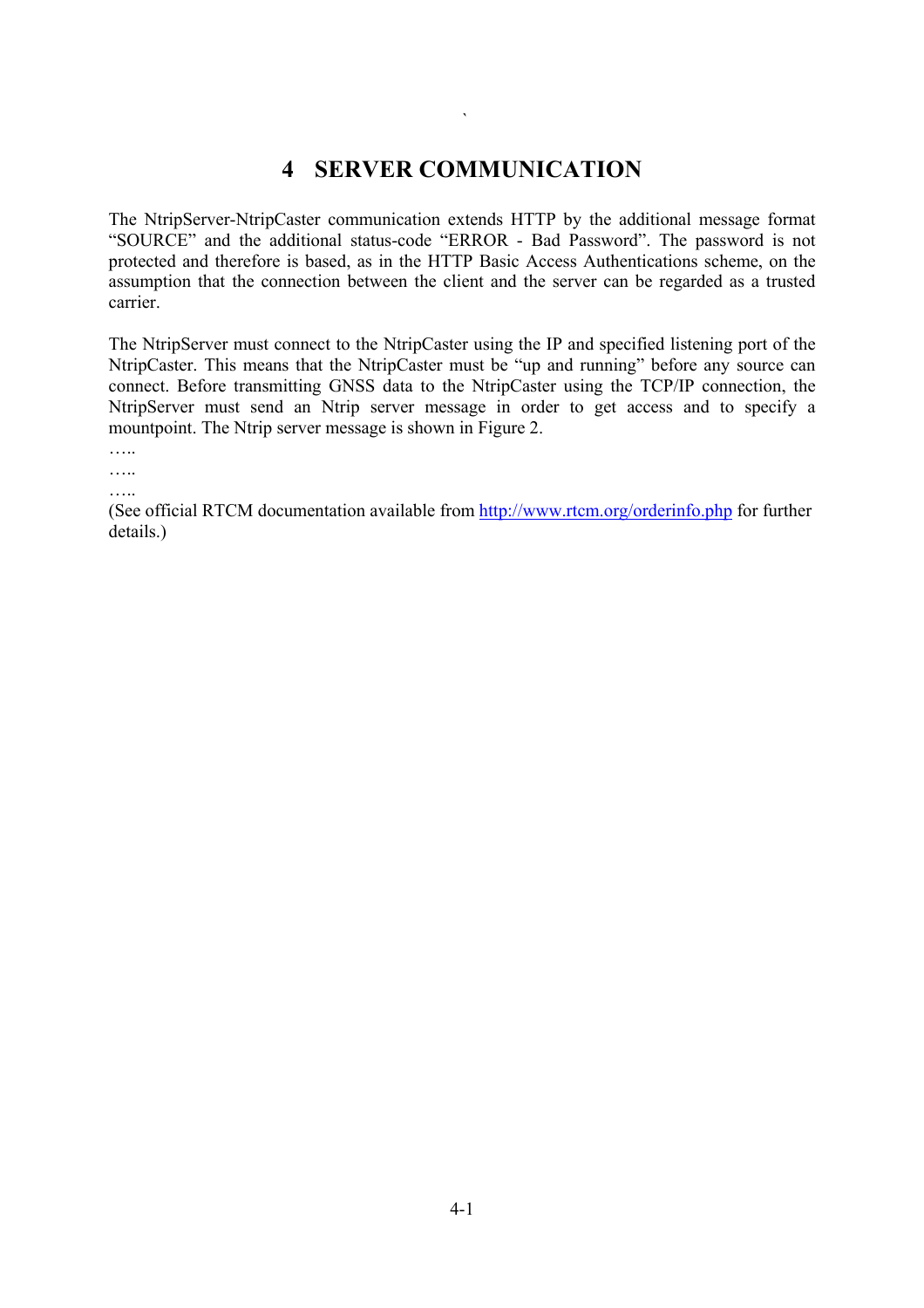# 4 SERVER COMMUNICATION

The NtripServer-NtripCaster communication extends HTTP by the additional message format "SOURCE" and the additional status-code "ERROR - Bad Password". The password is not protected and therefore is based, as in the HTTP Basic Access Authentications scheme, on the assumption that the connection between the client and the server can be regarded as a trusted carrier.

The NtripServer must connect to the NtripCaster using the IP and specified listening port of the NtripCaster. This means that the NtripCaster must be "up and running" before any source can connect. Before transmitting GNSS data to the NtripCaster using the TCP/IP connection, the NtripServer must send an Ntrip server message in order to get access and to specify a mountpoint. The Ntrip server message is shown in Figure 2.

…..

…..

…..

(See official RTCM documentation available from [http://www.rtcm.org/orderinfo.php](http://www.rtcm.org/orderinfo.php) for further details.)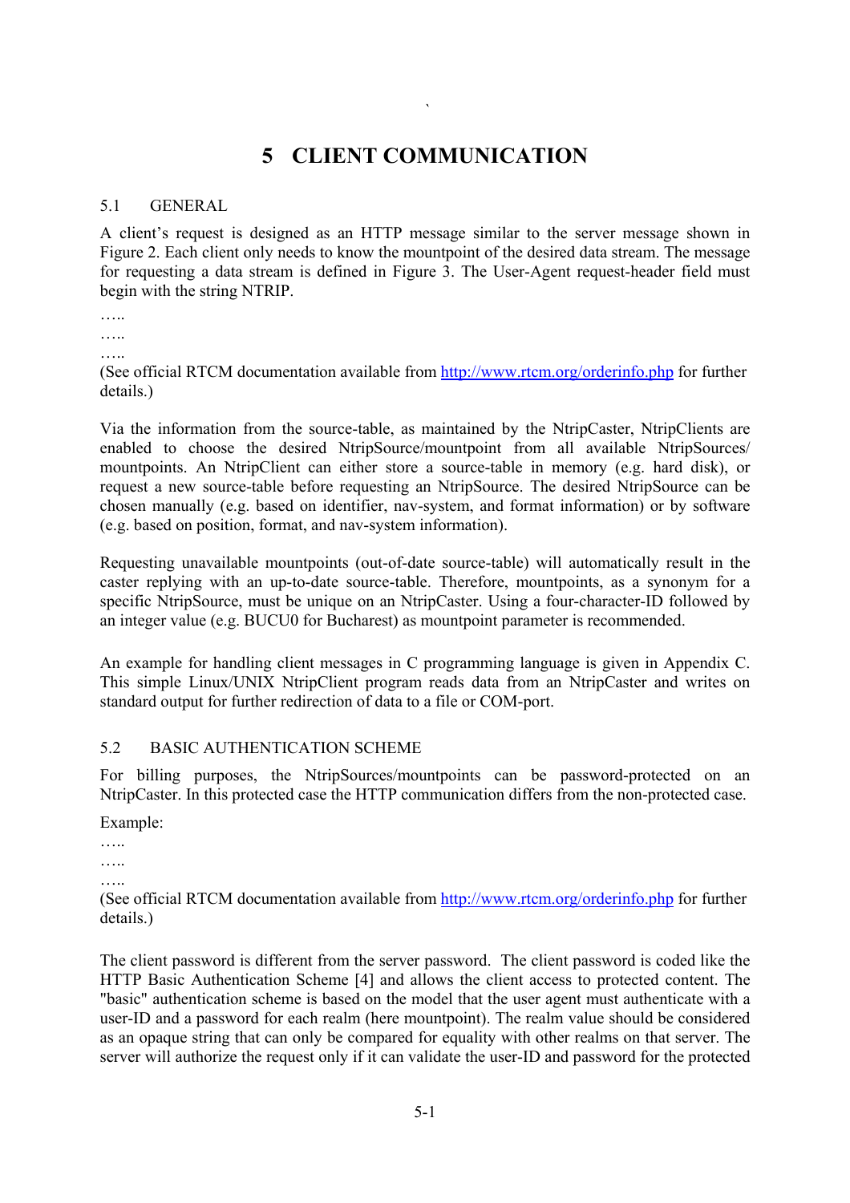# 5 CLIENT COMMUNICATION

## 5.1 GENERAL

A client's request is designed as an HTTP message similar to the server message shown in Figure 2. Each client only needs to know the mountpoint of the desired data stream. The message for requesting a data stream is defined in Figure 3. The User-Agent request-header field must begin with the string NTRIP.

…..

…..

…..

(See official RTCM documentation available from http://www.rtcm.org/orderinfo.php for further details.)

Via the information from the source-table, as maintained by the NtripCaster, NtripClients are enabled to choose the desired NtripSource/mountpoint from all available NtripSources/ mountpoints. An NtripClient can either store a source-table in memory (e.g. hard disk), or request a new source-table before requesting an NtripSource. The desired NtripSource can be chosen manually (e.g. based on identifier, nav-system, and format information) or by software (e.g. based on position, format, and nav-system information).

Requesting unavailable mountpoints (out-of-date source-table) will automatically result in the caster replying with an up-to-date source-table. Therefore, mountpoints, as a synonym for a specific NtripSource, must be unique on an NtripCaster. Using a four-character-ID followed by an integer value (e.g. BUCU0 for Bucharest) as mountpoint parameter is recommended.

An example for handling client messages in C programming language is given in Appendix C. This simple Linux/UNIX NtripClient program reads data from an NtripCaster and writes on standard output for further redirection of data to a file or COM-port.

## 5.2 BASIC AUTHENTICATION SCHEME

For billing purposes, the NtripSources/mountpoints can be password-protected on an NtripCaster. In this protected case the HTTP communication differs from the non-protected case.

Example:

…..

…..

…..

(See official RTCM documentation available from http://www.rtcm.org/orderinfo.php for further details.)

The client password is different from the server password. The client password is coded like the HTTP Basic Authentication Scheme [4] and allows the client access to protected content. The "basic" authentication scheme is based on the model that the user agent must authenticate with a user-ID and a password for each realm (here mountpoint). The realm value should be considered as an opaque string that can only be compared for equality with other realms on that server. The server will authorize the request only if it can validate the user-ID and password for the protected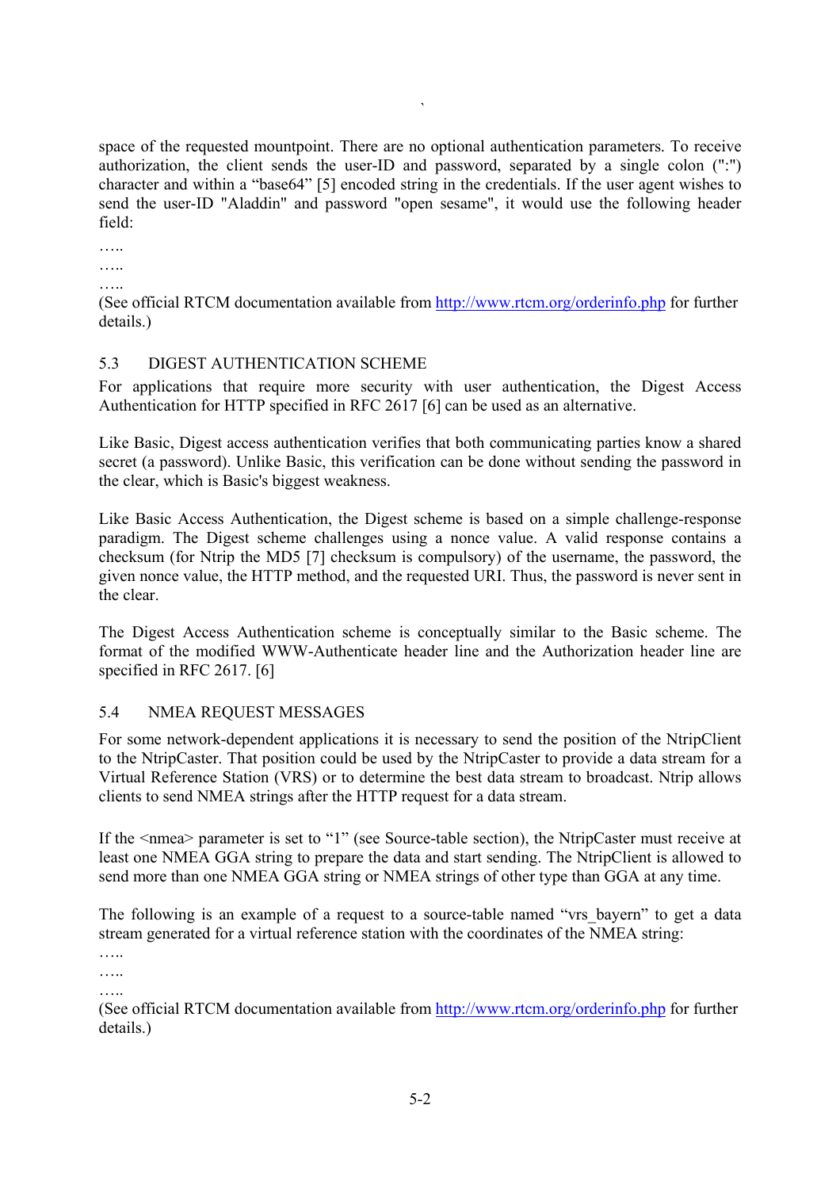space of the requested mountpoint. There are no optional authentication parameters. To receive authorization, the client sends the user-ID and password, separated by a single colon (":") character and within a "base64" [5] encoded string in the credentials. If the user agent wishes to send the user-ID "Aladdin" and password "open sesame", it would use the following header field:

…..

…..

…..

(See official RTCM documentation available from http://www.rtcm.org/orderinfo.php for further details.)

## 5.3 DIGEST AUTHENTICATION SCHEME

For applications that require more security with user authentication, the Digest Access Authentication for HTTP specified in RFC 2617 [6] can be used as an alternative.

Like Basic, Digest access authentication verifies that both communicating parties know a shared secret (a password). Unlike Basic, this verification can be done without sending the password in the clear, which is Basic's biggest weakness.

Like Basic Access Authentication, the Digest scheme is based on a simple challenge-response paradigm. The Digest scheme challenges using a nonce value. A valid response contains a checksum (for Ntrip the MD5 [7] checksum is compulsory) of the username, the password, the given nonce value, the HTTP method, and the requested URI. Thus, the password is never sent in the clear.

The Digest Access Authentication scheme is conceptually similar to the Basic scheme. The format of the modified WWW-Authenticate header line and the Authorization header line are specified in RFC 2617. [6]

## 5.4 NMEA REQUEST MESSAGES

For some network-dependent applications it is necessary to send the position of the NtripClient to the NtripCaster. That position could be used by the NtripCaster to provide a data stream for a Virtual Reference Station (VRS) or to determine the best data stream to broadcast. Ntrip allows clients to send NMEA strings after the HTTP request for a data stream.

If the <nmea> parameter is set to "1" (see Source-table section), the NtripCaster must receive at least one NMEA GGA string to prepare the data and start sending. The NtripClient is allowed to send more than one NMEA GGA string or NMEA strings of other type than GGA at any time.

The following is an example of a request to a source-table named "vrs_bayern" to get a data stream generated for a virtual reference station with the coordinates of the NMEA string:

…..

…..

…..

(See official RTCM documentation available from http://www.rtcm.org/orderinfo.php for further details.)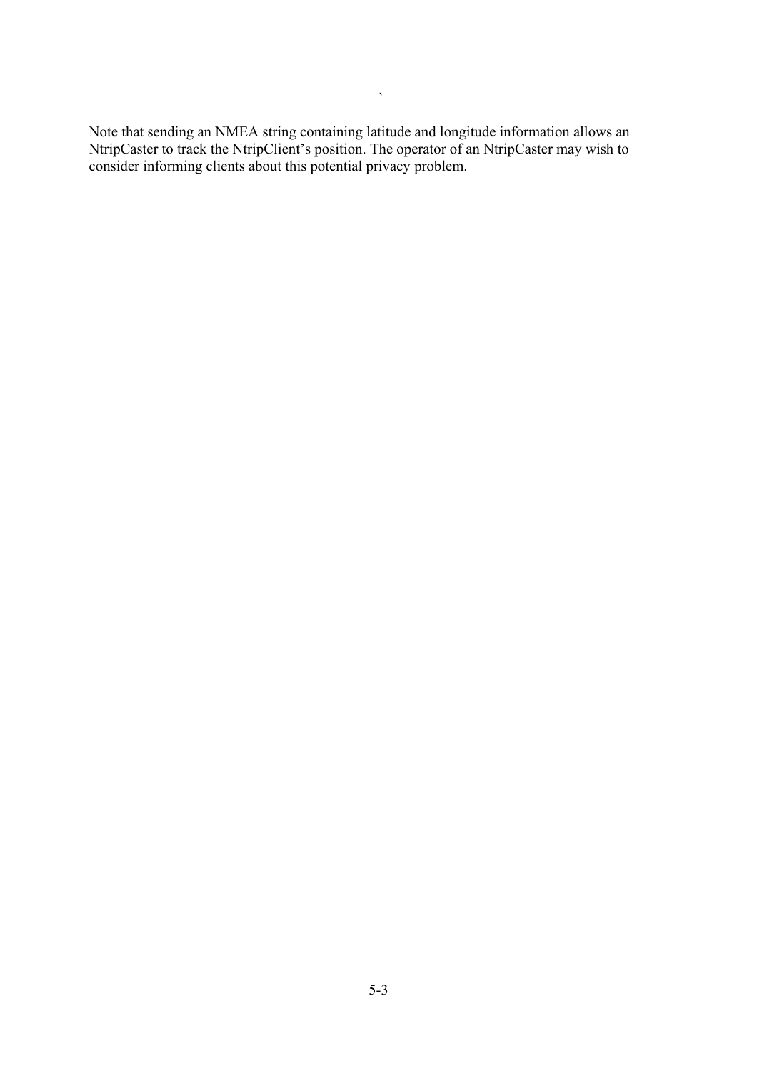Note that sending an NMEA string containing latitude and longitude information allows an NtripCaster to track the NtripClient's position. The operator of an NtripCaster may wish to consider informing clients about this potential privacy problem.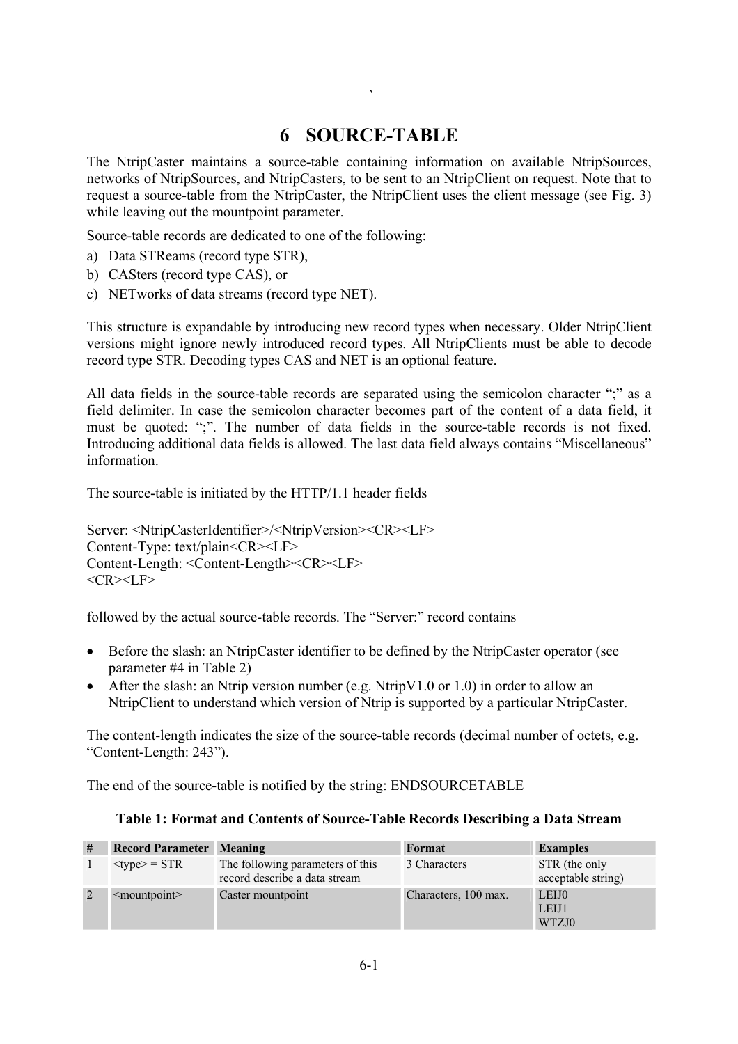# 6 SOURCE-TABLE

The NtripCaster maintains a source-table containing information on available NtripSources, networks of NtripSources, and NtripCasters, to be sent to an NtripClient on request. Note that to request a source-table from the NtripCaster, the NtripClient uses the client message (see Fig. 3) while leaving out the mountpoint parameter.

Source-table records are dedicated to one of the following:

a) Data STReams (record type STR),
b) CASters (record type CAS), or
c) NETworks of data streams (record type NET).

This structure is expandable by introducing new record types when necessary. Older NtripClient versions might ignore newly introduced record types. All NtripClients must be able to decode record type STR. Decoding types CAS and NET is an optional feature.

All data fields in the source-table records are separated using the semicolon character ";" as a field delimiter. In case the semicolon character becomes part of the content of a data field, it must be quoted: ";". The number of data fields in the source-table records is not fixed. Introducing additional data fields is allowed. The last data field always contains "Miscellaneous" information.

The source-table is initiated by the HTTP/1.1 header fields

Server: <NtripCasterIdentifier>/<NtripVersion><CR><LF>
Content-Type: text/plain<CR><LF>
Content-Length: <Content-Length><CR><LF>
<CR><LF>

followed by the actual source-table records. The "Server:" record contains

- Before the slash: an NtripCaster identifier to be defined by the NtripCaster operator (see parameter #4 in Table 2)
- After the slash: an Ntrip version number (e.g. NtripV1.0 or 1.0) in order to allow an NtripClient to understand which version of Ntrip is supported by a particular NtripCaster.

The content-length indicates the size of the source-table records (decimal number of octets, e.g. "Content-Length: 243").

The end of the source-table is notified by the string: ENDSOURCETABLE

**Table 1: Format and Contents of Source-Table Records Describing a Data Stream**

| # | Record Parameter | Meaning | Format | Examples |
|---|---|---|---|---|
| 1 | <type> = STR | The following parameters of this record describe a data stream | 3 Characters | STR (the only acceptable string) |
| 2 | <mountpoint> | Caster mountpoint | Characters, 100 max. | LEIJ0<br>LEIJ1<br>WTZJ0 |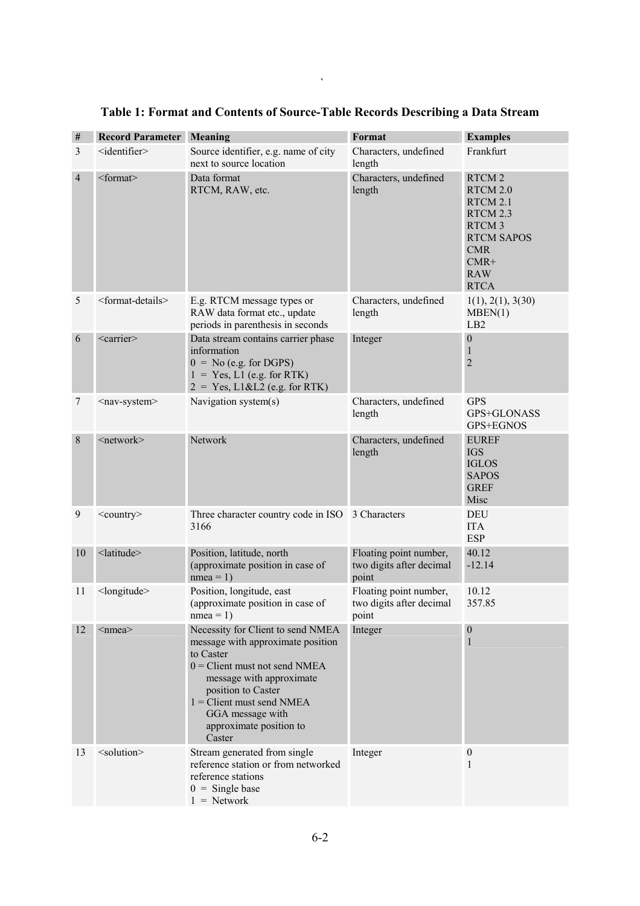**Table 1: Format and Contents of Source-Table Records Describing a Data Stream**

| # | Record Parameter | Meaning | Format | Examples |
|---|---|---|---|---|
| 3 | <identifier> | Source identifier, e.g. name of city next to source location | Characters, undefined length | Frankfurt |
| 4 | <format> | Data format<br>RTCM, RAW, etc. | Characters, undefined length | RTCM 2<br>RTCM 2.0<br>RTCM 2.1<br>RTCM 2.3<br>RTCM 3<br>RTCM SAPOS<br>CMR<br>CMR+<br>RAW<br>RTCA |
| 5 | <format-details> | E.g. RTCM message types or RAW data format etc., update periods in parenthesis in seconds | Characters, undefined length | 1(1), 2(1), 3(30)<br>MBEN(1)<br>LB2 |
| 6 | <carrier> | Data stream contains carrier phase information<br>0 = No (e.g. for DGPS)<br>1 = Yes, L1 (e.g. for RTK)<br>2 = Yes, L1&L2 (e.g. for RTK) | Integer | 0<br>1<br>2 |
| 7 | <nav-system> | Navigation system(s) | Characters, undefined length | GPS<br>GPS+GLONASS<br>GPS+EGNOS |
| 8 | <network> | Network | Characters, undefined length | EUREF<br>IGS<br>IGLOS<br>SAPOS<br>GREF<br>Misc |
| 9 | <country> | Three character country code in ISO 3166 | 3 Characters | DEU<br>ITA<br>ESP |
| 10 | <latitude> | Position, latitude, north (approximate position in case of nmea = 1) | Floating point number, two digits after decimal point | 40.12<br>-12.14 |
| 11 | <longitude> | Position, longitude, east (approximate position in case of nmea = 1) | Floating point number, two digits after decimal point | 10.12<br>357.85 |
| 12 | <nmea> | Necessity for Client to send NMEA message with approximate position to Caster<br>0 = Client must not send NMEA message with approximate position to Caster<br>1 = Client must send NMEA GGA message with approximate position to Caster | Integer | 0<br>1 |
| 13 | <solution> | Stream generated from single reference station or from networked reference stations<br>0 = Single base<br>1 = Network | Integer | 0<br>1 |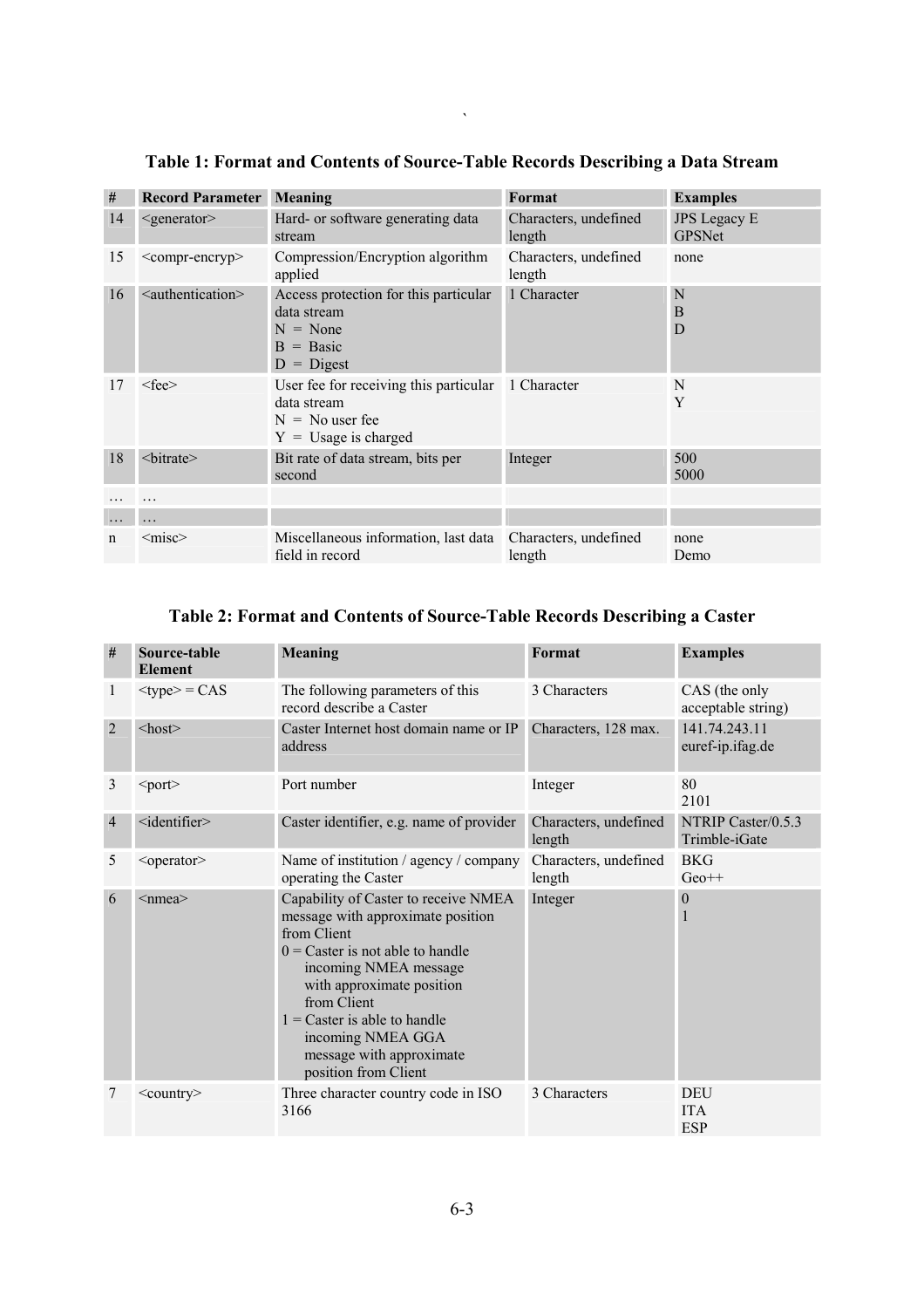**Table 1: Format and Contents of Source-Table Records Describing a Data Stream**

| # | Record Parameter | Meaning | Format | Examples |
|---|---|---|---|---|
| 14 | <generator> | Hard- or software generating data stream | Characters, undefined length | JPS Legacy E<br>GPSNet |
| 15 | <compr-encryp> | Compression/Encryption algorithm applied | Characters, undefined length | none |
| 16 | <authentication> | Access protection for this particular data stream<br>N = None<br>B = Basic<br>D = Digest | 1 Character | N<br>B<br>D |
| 17 | <fee> | User fee for receiving this particular data stream<br>N = No user fee<br>Y = Usage is charged | 1 Character | N<br>Y |
| 18 | <bitrate> | Bit rate of data stream, bits per second | Integer | 500<br>5000 |
| … | … | | | |
| … | … | | | |
| n | <misc> | Miscellaneous information, last data field in record | Characters, undefined length | none<br>Demo |

**Table 2: Format and Contents of Source-Table Records Describing a Caster**

| # | Source-table Element | Meaning | Format | Examples |
|---|---|---|---|---|
| 1 | <type> = CAS | The following parameters of this record describe a Caster | 3 Characters | CAS (the only acceptable string) |
| 2 | <host> | Caster Internet host domain name or IP address | Characters, 128 max. | 141.74.243.11<br>euref-ip.ifag.de |
| 3 | <port> | Port number | Integer | 80<br>2101 |
| 4 | <identifier> | Caster identifier, e.g. name of provider | Characters, undefined length | NTRIP Caster/0.5.3<br>Trimble-iGate |
| 5 | <operator> | Name of institution / agency / company operating the Caster | Characters, undefined length | BKG<br>Geo++ |
| 6 | <nmea> | Capability of Caster to receive NMEA message with approximate position from Client<br>0 = Caster is not able to handle incoming NMEA message with approximate position from Client<br>1 = Caster is able to handle incoming NMEA GGA message with approximate position from Client | Integer | 0<br>1 |
| 7 | <country> | Three character country code in ISO 3166 | 3 Characters | DEU<br>ITA<br>ESP |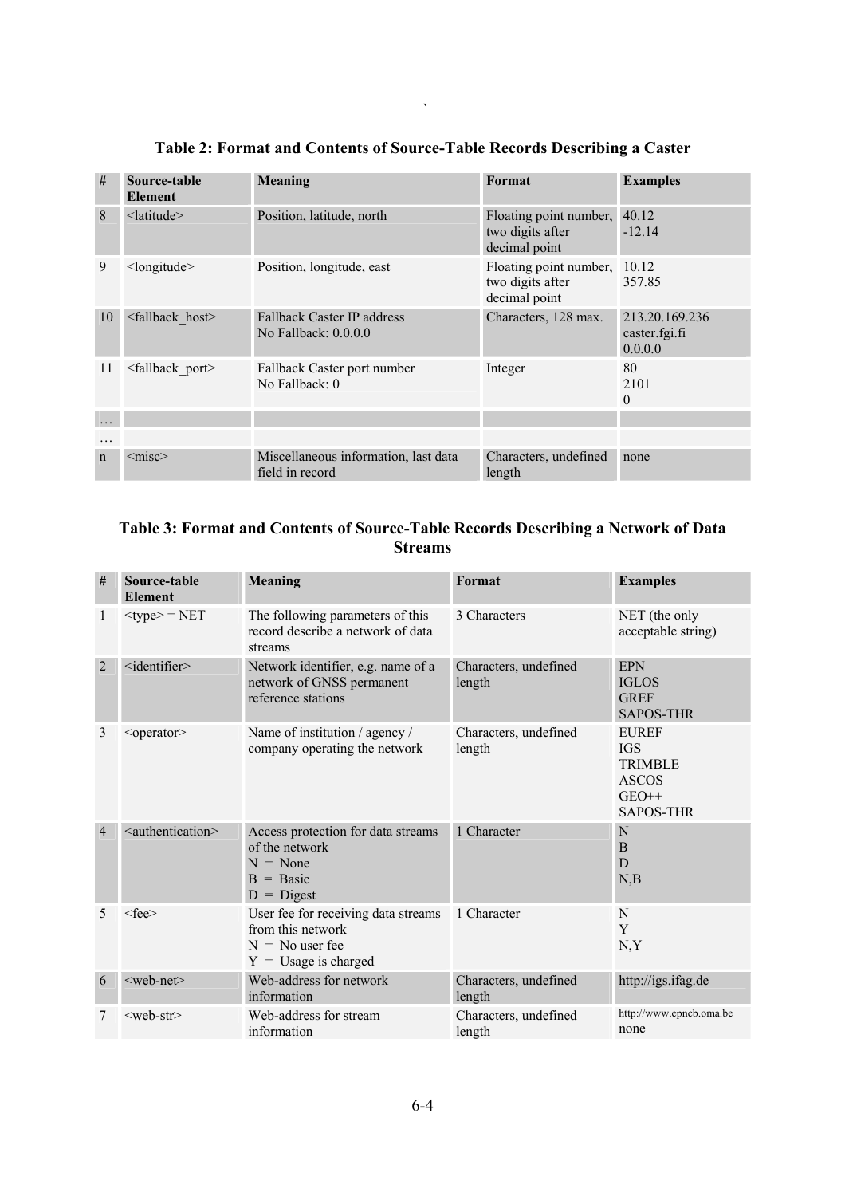**Table 2: Format and Contents of Source-Table Records Describing a Caster**

| # | Source-table Element | Meaning | Format | Examples |
|---|---|---|---|---|
| 8 | <latitude> | Position, latitude, north | Floating point number, two digits after decimal point | 40.12<br>-12.14 |
| 9 | <longitude> | Position, longitude, east | Floating point number, two digits after decimal point | 10.12<br>357.85 |
| 10 | <fallback_host> | Fallback Caster IP address<br>No Fallback: 0.0.0.0 | Characters, 128 max. | 213.20.169.236<br>caster.fgi.fi<br>0.0.0.0 |
| 11 | <fallback_port> | Fallback Caster port number<br>No Fallback: 0 | Integer | 80<br>2101<br>0 |
| … | | | | |
| … | | | | |
| n | <misc> | Miscellaneous information, last data field in record | Characters, undefined length | none |

**Table 3: Format and Contents of Source-Table Records Describing a Network of Data Streams**

| # | Source-table Element | Meaning | Format | Examples |
|---|---|---|---|---|
| 1 | <type> = NET | The following parameters of this record describe a network of data streams | 3 Characters | NET (the only acceptable string) |
| 2 | <identifier> | Network identifier, e.g. name of a network of GNSS permanent reference stations | Characters, undefined length | EPN<br>IGLOS<br>GREF<br>SAPOS-THR |
| 3 | <operator> | Name of institution / agency / company operating the network | Characters, undefined length | EUREF<br>IGS<br>TRIMBLE<br>ASCOS<br>GEO++<br>SAPOS-THR |
| 4 | <authentication> | Access protection for data streams of the network<br>N = None<br>B = Basic<br>D = Digest | 1 Character | N<br>B<br>D<br>N,B |
| 5 | <fee> | User fee for receiving data streams from this network<br>N = No user fee<br>Y = Usage is charged | 1 Character | N<br>Y<br>N,Y |
| 6 | <web-net> | Web-address for network information | Characters, undefined length | http://igs.ifag.de |
| 7 | <web-str> | Web-address for stream information | Characters, undefined length | http://www.epncb.oma.be<br>none |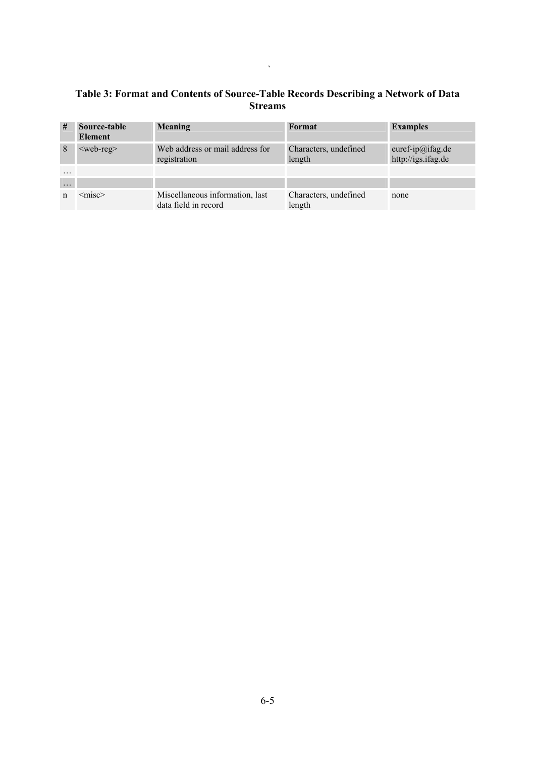**Table 3: Format and Contents of Source-Table Records Describing a Network of Data Streams**

| # | Source-table Element | Meaning | Format | Examples |
|---|---|---|---|---|
| 8 | <web-reg> | Web address or mail address for registration | Characters, undefined length | euref-ip@ifag.de http://igs.ifag.de |
| … | | | | |
| … | | | | |
| n | <misc> | Miscellaneous information, last data field in record | Characters, undefined length | none |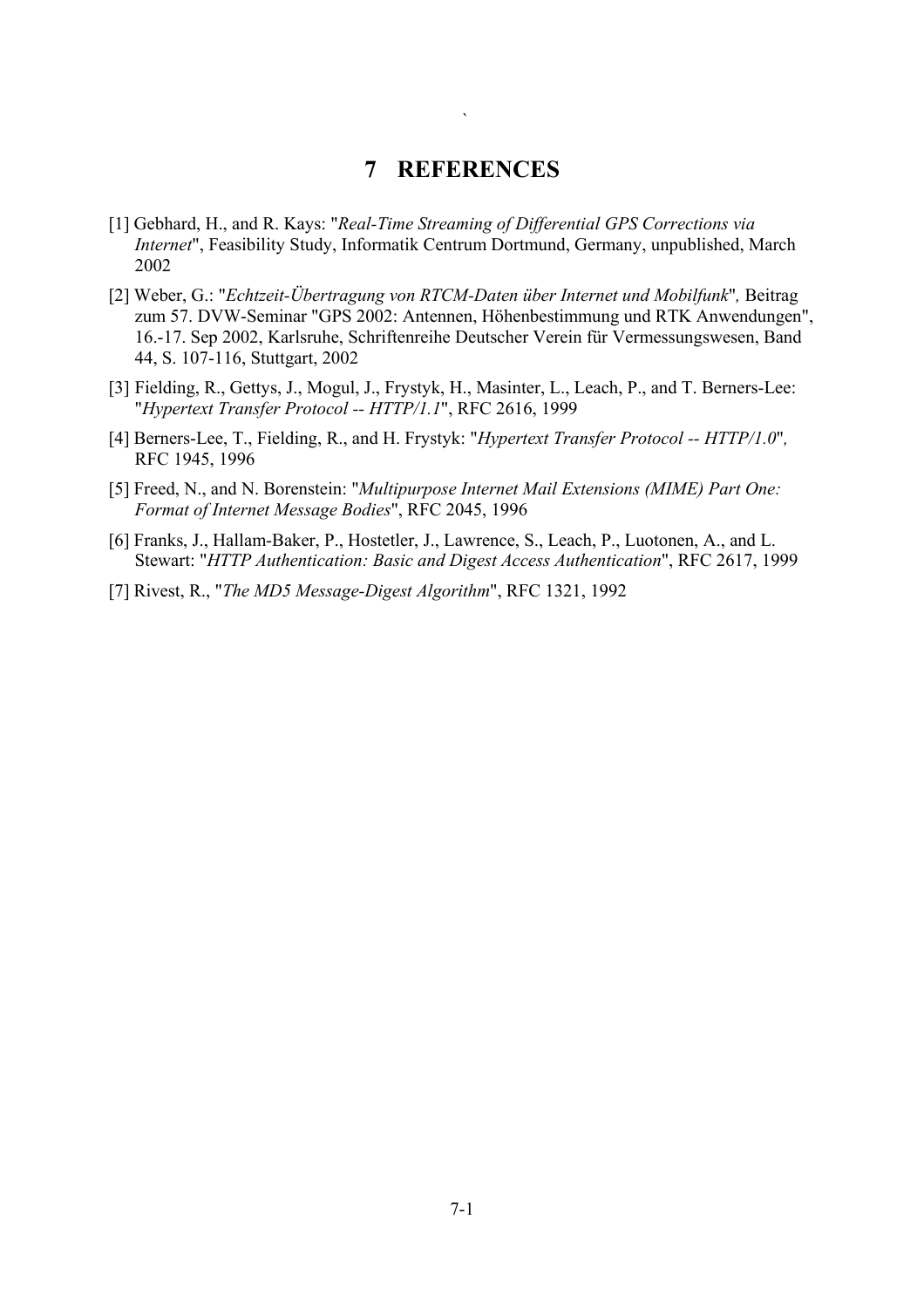# 7 REFERENCES

[1] Gebhard, H., and R. Kays: "*Real-Time Streaming of Differential GPS Corrections via Internet*", Feasibility Study, Informatik Centrum Dortmund, Germany, unpublished, March 2002

[2] Weber, G.: "*Echtzeit-Übertragung von RTCM-Daten über Internet und Mobilfunk*", Beitrag zum 57. DVW-Seminar "GPS 2002: Antennen, Höhenbestimmung und RTK Anwendungen", 16.-17. Sep 2002, Karlsruhe, Schriftenreihe Deutscher Verein für Vermessungswesen, Band 44, S. 107-116, Stuttgart, 2002

[3] Fielding, R., Gettys, J., Mogul, J., Frystyk, H., Masinter, L., Leach, P., and T. Berners-Lee: "*Hypertext Transfer Protocol -- HTTP/1.1*", RFC 2616, 1999

[4] Berners-Lee, T., Fielding, R., and H. Frystyk: "*Hypertext Transfer Protocol -- HTTP/1.0*", RFC 1945, 1996

[5] Freed, N., and N. Borenstein: "*Multipurpose Internet Mail Extensions (MIME) Part One: Format of Internet Message Bodies*", RFC 2045, 1996

[6] Franks, J., Hallam-Baker, P., Hostetler, J., Lawrence, S., Leach, P., Luotonen, A., and L. Stewart: "*HTTP Authentication: Basic and Digest Access Authentication*", RFC 2617, 1999

[7] Rivest, R., "*The MD5 Message-Digest Algorithm*", RFC 1321, 1992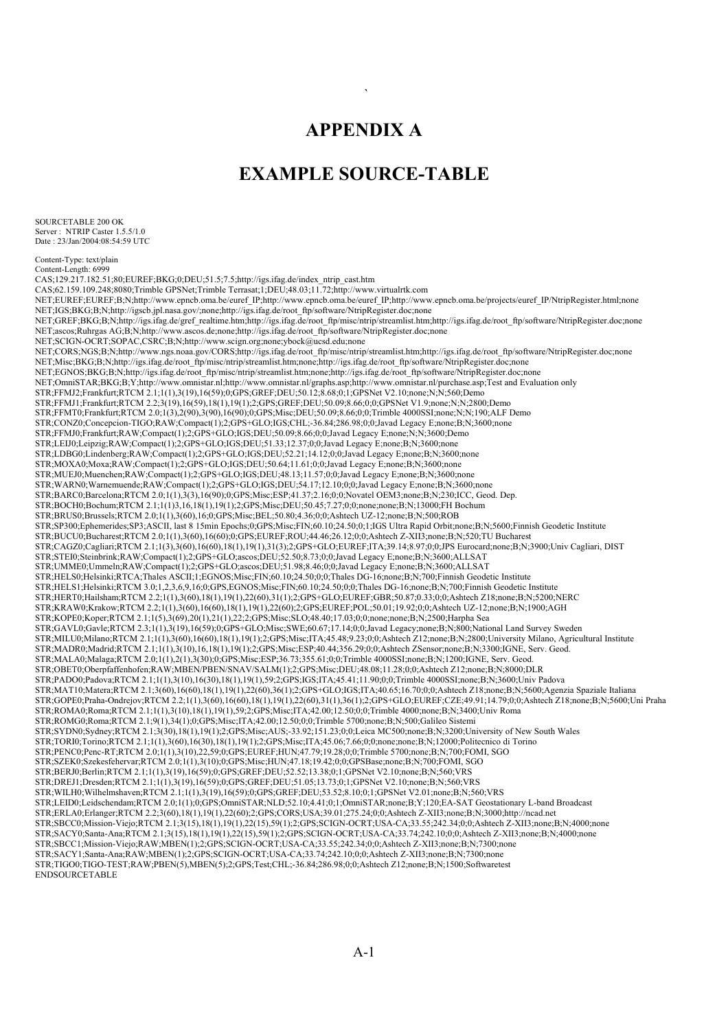# APPENDIX A

# EXAMPLE SOURCE-TABLE

```
SOURCETABLE 200 OK
Server :  NTRIP Caster 1.5.5/1.0
Date : 23/Jan/2004:08:54:59 UTC

Content-Type: text/plain
Content-Length: 6999
CAS;129.217.182.51;80;EUREF;BKG;0;DEU;51.5;7.5;http://igs.ifag.de/index_ntrip_cast.htm
CAS;62.159.109.248;8080;Trimble GPSNet;Trimble Terrasat;1;DEU;48.03;11.72;http://www.virtualrtk.com
NET;EUREF;EUREF;B;N;http://www.epncb.oma.be/euref_IP;http://www.epncb.oma.be/euref_IP;http://www.epncb.oma.be/projects/euref_IP/NtripRegister.html;none
NET;IGS;BKG;B;N;http://igscb.jpl.nasa.gov/;none;http://igs.ifag.de/root_ftp/software/NtripRegister.doc;none
NET;GREF;BKG;B;N;http://igs.ifag.de/gref_realtime.htm;http://igs.ifag.de/root_ftp/misc/ntrip/streamlist.htm;http://igs.ifag.de/root_ftp/software/NtripRegister.doc;none
NET;ascos;Ruhrgas AG;B;N;http://www.ascos.de;none;http://igs.ifag.de/root_ftp/software/NtripRegister.doc;none
NET;SCIGN-OCRT;SOPAC,CSRC;B;N;http://www.scign.org;none;ybock@ucsd.edu;none
NET;CORS;NGS;B;N;http://www.ngs.noaa.gov/CORS;http://igs.ifag.de/root_ftp/misc/ntrip/streamlist.htm;http://igs.ifag.de/root_ftp/software/NtripRegister.doc;none
NET;Misc;BKG;B;N;http://igs.ifag.de/root_ftp/misc/ntrip/streamlist.htm;none;http://igs.ifag.de/root_ftp/software/NtripRegister.doc;none
NET;EGNOS;BKG;B;N;http://igs.ifag.de/root_ftp/misc/ntrip/streamlist.htm;none;http://igs.ifag.de/root_ftp/software/NtripRegister.doc;none
NET;OmniSTAR;BKG;B;Y;http://www.omnistar.nl;http://www.omnistar.nl/graphs.asp;http://www.omnistar.nl/purchase.asp;Test and Evaluation only
STR;FFMJ2;Frankfurt;RTCM 2.1;1(1),3(19),16(59);0;GPS;GREF;DEU;50.12;8.68;0;1;GPSNet V2.10;none;N;N;560;Demo
STR;FFMJ1;Frankfurt;RTCM 2.2;3(19),16(59),18(1),19(1);2;GPS;GREF;DEU;50.09;8.66;0;0;GPSNet V1.9;none;N;N;2800;Demo
STR;FFMT0;Frankfurt;RTCM 2.0;1(3),2(90),3(90),16(90);0;GPS;Misc;DEU;50.09;8.66;0;0;Trimble 4000SSI;none;N;N;190;ALF Demo
STR;CONZ0;Concepcion-TIGO;RAW;Compact(1);2;GPS+GLO;IGS;CHL;-36.84;286.98;0;0;Javad Legacy E;none;B;N;3600;none
STR;FFMJ0;Frankfurt;RAW;Compact(1);2;GPS+GLO;IGS;DEU;50.09;8.66;0;0;Javad Legacy E;none;N;N;3600;Demo
STR;LEIJ0;Leipzig;RAW;Compact(1);2;GPS+GLO;IGS;DEU;51.33;12.37;0;0;Javad Legacy E;none;B;N;3600;none
STR;LDBG0;Lindenberg;RAW;Compact(1);2;GPS+GLO;IGS;DEU;52.21;14.12;0;0;Javad Legacy E;none;B;N;3600;none
STR;MOXA0;Moxa;RAW;Compact(1);2;GPS+GLO;IGS;DEU;50.64;11.61;0;0;Javad Legacy E;none;B;N;3600;none
STR;MUEJ0;Muenchen;RAW;Compact(1);2;GPS+GLO;IGS;DEU;48.13;11.57;0;0;Javad Legacy E;none;B;N;3600;none
STR;WARN0;Warnemuende;RAW;Compact(1);2;GPS+GLO;IGS;DEU;54.17;12.10;0;0;Javad Legacy E;none;B;N;3600;none
STR;BARC0;Barcelona;RTCM 2.0;1(1),3(3),16(90);0;GPS;Misc;ESP;41.37;2.16;0;0;Novatel OEM3;none;B;N;230;ICC, Geod. Dep.
STR;BOCH0;Bochum;RTCM 2.1;1(1)3,16,18(1),19(1);2;GPS;Misc;DEU;50.45;7.27;0;0;none;none;B;N;13000;FH Bochum
STR;BRUS0;Brussels;RTCM 2.0;1(1),3(60),16;0;GPS;Misc;BEL;50.80;4.36;0;0;Ashtech UZ-12;none;B;N;500;ROB
STR;SP300;Ephemerides;SP3;ASCII, last 8 15min Epochs;0;GPS;Misc;FIN;60.10;24.50;0;1;IGS Ultra Rapid Orbit;none;B;N;5600;Finnish Geodetic Institute
STR;BUCU0;Bucharest;RTCM 2.0;1(1),3(60),16(60);0;GPS;EUREF;ROU;44.46;26.12;0;0;Ashtech Z-XII3;none;B;N;520;TU Bucharest
STR;CAGZ0;Cagliari;RTCM 2.1;1(3),3(60),16(60),18(1),19(1),31(3);2;GPS+GLO;EUREF;ITA;39.14;8.97;0;0;JPS Eurocard;none;B;N;3900;Univ Cagliari, DIST
STR;STEI0;Steinbrink;RAW;Compact(1);2;GPS+GLO;ascos;DEU;52.50;8.73;0;0;Javad Legacy E;none;B;N;3600;ALLSAT
STR;UMME0;Ummeln;RAW;Compact(1);2;GPS+GLO;ascos;DEU;51.98;8.46;0;0;Javad Legacy E;none;B;N;3600;ALLSAT
STR;HELS0;Helsinki;RTCA;Thales ASCII;1;EGNOS;Misc;FIN;60.10;24.50;0;0;Thales DG-16;none;B;N;700;Finnish Geodetic Institute
STR;HELS1;Helsinki;RTCM 3.0;1,2,3,6,9,16;0;GPS,EGNOS;Misc;FIN;60.10;24.50;0;0;Thales DG-16;none;B;N;700;Finnish Geodetic Institute
STR;HERT0;Hailsham;RTCM 2.2;1(1),3(60),18(1),19(1),22(60),31(1);2;GPS+GLO;EUREF;GBR;50.87;0.33;0;0;Ashtech Z18;none;B;N;5200;NERC
STR;KRAW0;Krakow;RTCM 2.2;1(1),3(60),16(60),18(1),19(1),22(60);2;GPS;EUREF;POL;50.01;19.92;0;0;Ashtech UZ-12;none;B;N;1900;AGH
STR;KOPE0;Koper;RTCM 2.1;1(5),3(69),20(1),21(1),22;2;GPS;Misc;SLO;48.40;17.03;0;0;none;none;B;N;2500;Harpha Sea
STR;GAVL0;Gavle;RTCM 2.3;1(1),3(19),16(59);0;GPS+GLO;Misc;SWE;60.67;17.14;0;0;Javad Legacy;none;B;N;800;National Land Survey Sweden
STR;MILU0;Milano;RTCM 2.1;1(1),3(60),16(60),18(1),19(1);2;GPS;Misc;ITA;45.48;9.23;0;0;Ashtech Z12;none;B;N;2800;University Milano, Agricultural Institute
STR;MADR0;Madrid;RTCM 2.1;1(1),3(10),16,18(1),19(1);2;GPS;Misc;ESP;40.44;356.29;0;0;Ashtech ZSensor;none;B;N;3300;IGNE, Serv. Geod.
STR;MALA0;Malaga;RTCM 2.0;1(1),2(1),3(30);0;GPS;Misc;ESP;36.73;355.61;0;0;Trimble 4000SSI;none;B;N;1200;IGNE, Serv. Geod.
STR;OBET0;Oberpfaffenhofen;RAW;MBEN/PBEN/SNAV/SALM(1);2;GPS;Misc;DEU;48.08;11.28;0;0;Ashtech Z12;none;B;N;8000;DLR
STR;PADO0;Padova;RTCM 2.1;1(1),3(10),16(30),18(1),19(1),59;2;GPS;IGS;ITA;45.41;11.90;0;0;Trimble 4000SSI;none;B;N;3600;Univ Padova
STR;MAT10;Matera;RTCM 2.1;3(60),16(60),18(1),19(1),22(60),36(1);2;GPS+GLO;IGS;ITA;40.65;16.70;0;0;Ashtech Z18;none;B;N;5600;Agenzia Spaziale Italiana
STR;GOPE0;Praha-Ondrejov;RTCM 2.2;1(1),3(60),16(60),18(1),19(1),22(60),31(1),36(1);2;GPS+GLO;EUREF;CZE;49.91;14.79;0;0;Ashtech Z18;none;B;N;5600;Uni Praha
STR;ROMA0;Roma;RTCM 2.1;1(1),3(10),18(1),19(1),59;2;GPS;Misc;ITA;42.00;12.50;0;0;Trimble 4000;none;B;N;3400;Univ Roma
STR;ROMG0;Roma;RTCM 2.1;9(1),34(1);0;GPS;Misc;ITA;42.00;12.50;0;0;Trimble 5700;none;B;N;500;Galileo Sistemi
STR;SYDN0;Sydney;RTCM 2.1;3(30),18(1),19(1);2;GPS;Misc;AUS;-33.92;151.23;0;0;Leica MC500;none;B;N;3200;University of New South Wales
STR;TORI0;Torino;RTCM 2.1;1(1),3(60),16(30),18(1),19(1);2;GPS;Misc;ITA;45.06;7.66;0;0;none;none;B;N;12000;Politecnico di Torino
STR;PENC0;Penc-RT;RTCM 2.0;1(1),3(10),22,59;0;GPS;EUREF;HUN;47.79;19.28;0;0;Trimble 5700;none;B;N;700;FOMI, SGO
STR;SZEK0;Szekesfehervar;RTCM 2.0;1(1),3(10);0;GPS;Misc;HUN;47.18;19.42;0;0;GPSBase;none;B;N;700;FOMI, SGO
STR;BERJ0;Berlin;RTCM 2.1;1(1),3(19),16(59);0;GPS;GREF;DEU;52.52;13.38;0;1;GPSNet V2.10;none;B;N;560;VRS
STR;DREJ1;Dresden;RTCM 2.1;1(1),3(19),16(59);0;GPS;GREF;DEU;51.05;13.73;0;1;GPSNet V2.10;none;B;N;560;VRS
STR;WILH0;Wilhelmshaven;RTCM 2.1;1(1),3(19),16(59);0;GPS;GREF;DEU;53.52;8.10;0;1;GPSNet V2.01;none;B;N;560;VRS
STR;LEID0;Leidschendam;RTCM 2.0;1(1);0;GPS;OmniSTAR;NLD;52.10;4.41;0;1;OmniSTAR;none;B;Y;120;EA-SAT Geostationary L-band Broadcast
STR;ERLA0;Erlanger;RTCM 2.2;3(60),18(1),19(1),22(60);2;GPS;CORS;USA;39.01;275.24;0;0;Ashtech Z-XII3;none;B;N;3000;http://ncad.net
STR;SBCC0;Mission-Viejo;RTCM 2.1;3(15),18(1),19(1),22(15),59(1);2;GPS;SCIGN-OCRT;USA-CA;33.55;242.34;0;0;Ashtech Z-XII3;none;B;N;4000;none
STR;SACY0;Santa-Ana;RTCM 2.1;3(15),18(1),19(1),22(15),59(1);2;GPS;SCIGN-OCRT;USA-CA;33.74;242.10;0;0;Ashtech Z-XII3;none;B;N;4000;none
STR;SBCC1;Mission-Viejo;RAW;MBEN(1);2;GPS;SCIGN-OCRT;USA-CA;33.55;242.34;0;0;Ashtech Z-XII3;none;B;N;7300;none
STR;SACY1;Santa-Ana;RAW;MBEN(1);2;GPS;SCIGN-OCRT;USA-CA;33.74;242.10;0;0;Ashtech Z-XII3;none;B;N;7300;none
STR;TIGO0;TIGO-TEST;RAW;PBEN(5),MBEN(5);2;GPS;Test;CHL;-36.84;286.98;0;0;Ashtech Z12;none;B;N;1500;Softwaretest
ENDSOURCETABLE
```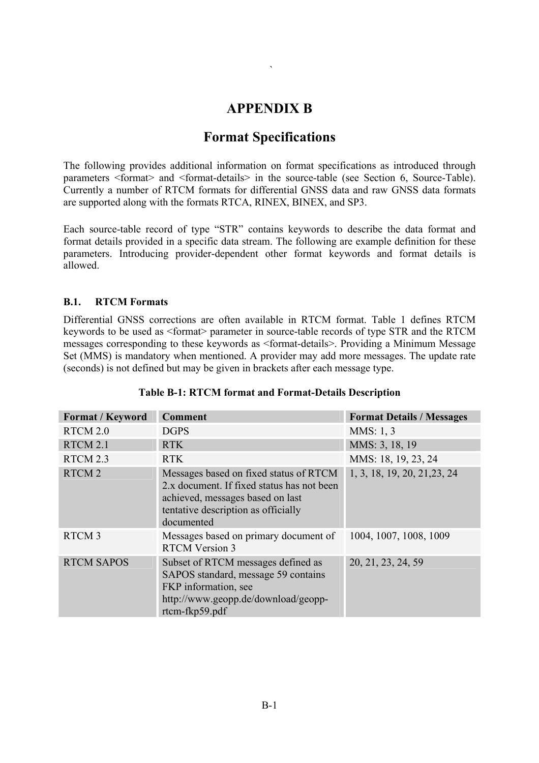# APPENDIX B

## Format Specifications

The following provides additional information on format specifications as introduced through parameters <format> and <format-details> in the source-table (see Section 6, Source-Table). Currently a number of RTCM formats for differential GNSS data and raw GNSS data formats are supported along with the formats RTCA, RINEX, BINEX, and SP3.

Each source-table record of type "STR" contains keywords to describe the data format and format details provided in a specific data stream. The following are example definition for these parameters. Introducing provider-dependent other format keywords and format details is allowed.

### B.1. RTCM Formats

Differential GNSS corrections are often available in RTCM format. Table 1 defines RTCM keywords to be used as <format> parameter in source-table records of type STR and the RTCM messages corresponding to these keywords as <format-details>. Providing a Minimum Message Set (MMS) is mandatory when mentioned. A provider may add more messages. The update rate (seconds) is not defined but may be given in brackets after each message type.

**Table B-1: RTCM format and Format-Details Description**

| Format / Keyword | Comment | Format Details / Messages |
|---|---|---|
| RTCM 2.0 | DGPS | MMS: 1, 3 |
| RTCM 2.1 | RTK | MMS: 3, 18, 19 |
| RTCM 2.3 | RTK | MMS: 18, 19, 23, 24 |
| RTCM 2 | Messages based on fixed status of RTCM 2.x document. If fixed status has not been achieved, messages based on last tentative description as officially documented | 1, 3, 18, 19, 20, 21,23, 24 |
| RTCM 3 | Messages based on primary document of RTCM Version 3 | 1004, 1007, 1008, 1009 |
| RTCM SAPOS | Subset of RTCM messages defined as SAPOS standard, message 59 contains FKP information, see http://www.geopp.de/download/geopp-rtcm-fkp59.pdf | 20, 21, 23, 24, 59 |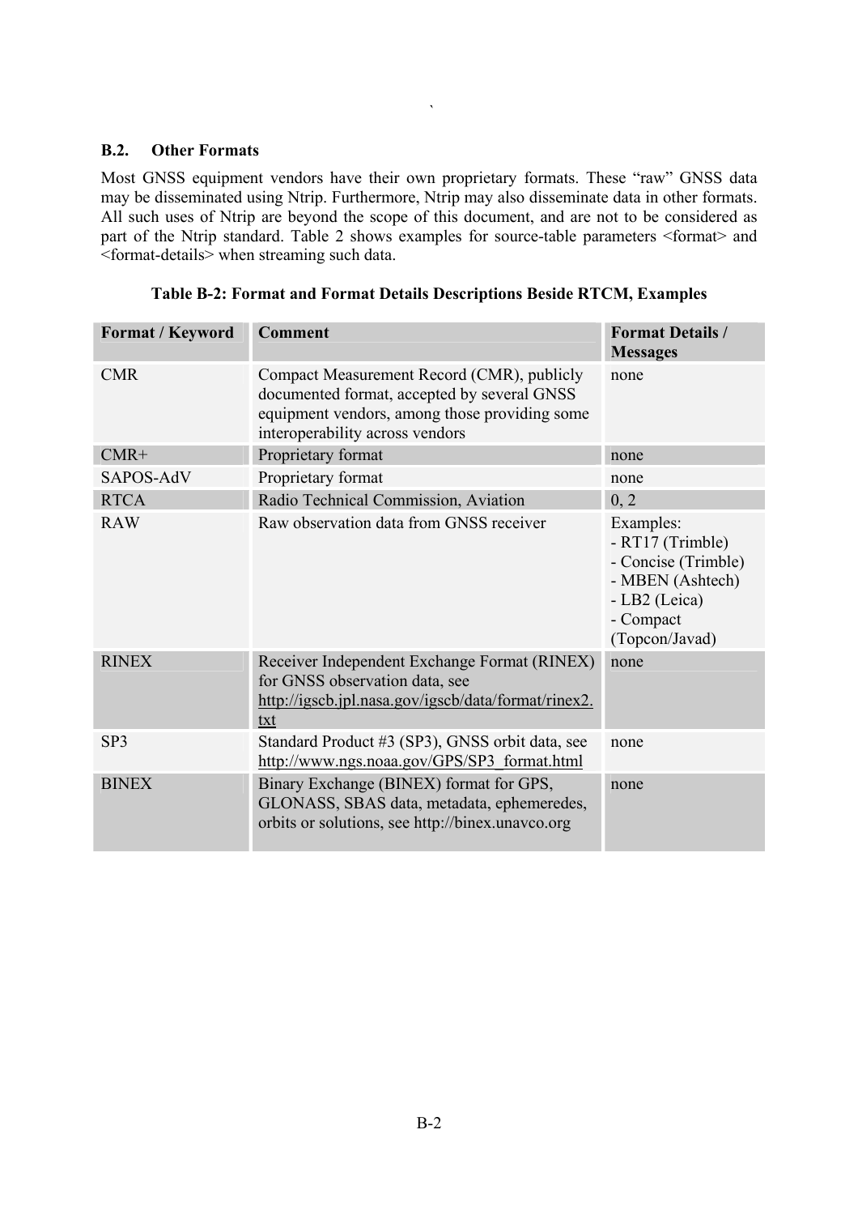## B.2. Other Formats

Most GNSS equipment vendors have their own proprietary formats. These "raw" GNSS data may be disseminated using Ntrip. Furthermore, Ntrip may also disseminate data in other formats. All such uses of Ntrip are beyond the scope of this document, and are not to be considered as part of the Ntrip standard. Table 2 shows examples for source-table parameters <format> and <format-details> when streaming such data.

**Table B-2: Format and Format Details Descriptions Beside RTCM, Examples**

| Format / Keyword | Comment | Format Details / Messages |
|---|---|---|
| CMR | Compact Measurement Record (CMR), publicly documented format, accepted by several GNSS equipment vendors, among those providing some interoperability across vendors | none |
| CMR+ | Proprietary format | none |
| SAPOS-AdV | Proprietary format | none |
| RTCA | Radio Technical Commission, Aviation | 0, 2 |
| RAW | Raw observation data from GNSS receiver | Examples:<br>- RT17 (Trimble)<br>- Concise (Trimble)<br>- MBEN (Ashtech)<br>- LB2 (Leica)<br>- Compact (Topcon/Javad) |
| RINEX | Receiver Independent Exchange Format (RINEX) for GNSS observation data, see http://igscb.jpl.nasa.gov/igscb/data/format/rinex2.txt | none |
| SP3 | Standard Product #3 (SP3), GNSS orbit data, see http://www.ngs.noaa.gov/GPS/SP3_format.html | none |
| BINEX | Binary Exchange (BINEX) format for GPS, GLONASS, SBAS data, metadata, ephemerides, orbits or solutions, see http://binex.unavco.org | none |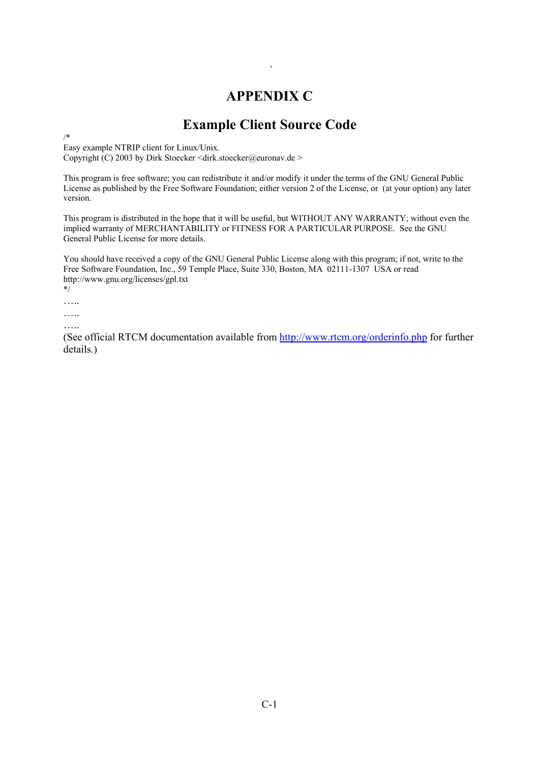# APPENDIX C

## Example Client Source Code

```
/*
Easy example NTRIP client for Linux/Unix.
Copyright (C) 2003 by Dirk Stoecker <dirk.stoecker@euronav.de >

This program is free software; you can redistribute it and/or modify it under the terms of the GNU General Public
License as published by the Free Software Foundation; either version 2 of the License, or  (at your option) any later
version.

This program is distributed in the hope that it will be useful, but WITHOUT ANY WARRANTY; without even the
implied warranty of MERCHANTABILITY or FITNESS FOR A PARTICULAR PURPOSE.  See the GNU
General Public License for more details.

You should have received a copy of the GNU General Public License along with this program; if not, write to the
Free Software Foundation, Inc., 59 Temple Place, Suite 330, Boston, MA  02111-1307  USA or read
http://www.gnu.org/licenses/gpl.txt
*/
…..
…..
…..
```

(See official RTCM documentation available from [http://www.rtcm.org/orderinfo.php](http://www.rtcm.org/orderinfo.php) for further details.)